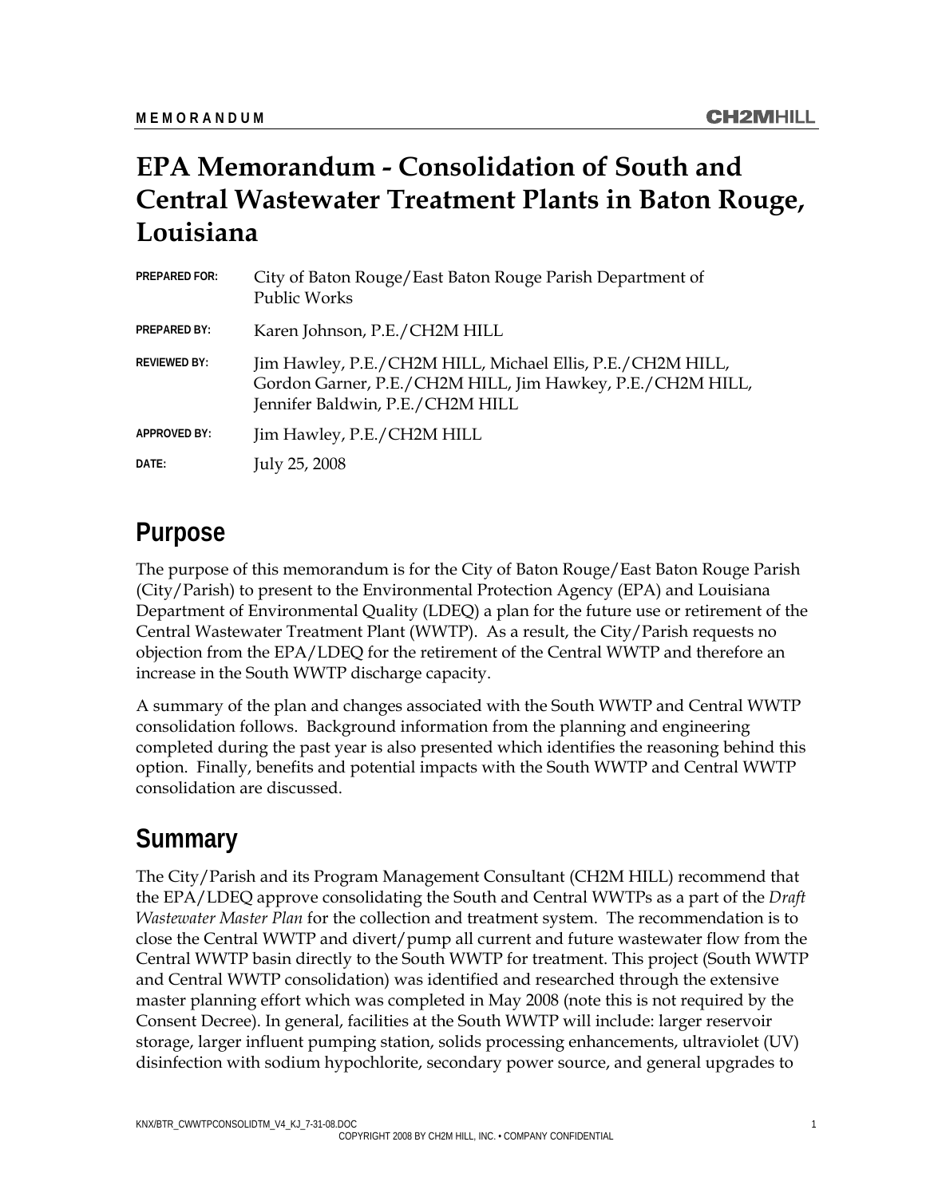MEMORANDUM

# EPA Memorandum - Consolidation of South and Central Wastewater Treatment Plants in Baton Rouge, Louisiana

**PREPARED FOR:** City of Baton Rouge/East Baton Rouge Parish Department of Public Works

**PREPARED BY:** Karen Johnson, P.E./CH2M HILL

**REVIEWED BY:** Jim Hawley, P.E./CH2M HILL, Michael Ellis, P.E./CH2M HILL, Gordon Garner, P.E./CH2M HILL, Jim Hawkey, P.E./CH2M HILL, Jennifer Baldwin, P.E./CH2M HILL

**APPROVED BY:** Jim Hawley, P.E./CH2M HILL

**DATE:** July 25, 2008

## Purpose

The purpose of this memorandum is for the City of Baton Rouge/East Baton Rouge Parish (City/Parish) to present to the Environmental Protection Agency (EPA) and Louisiana Department of Environmental Quality (LDEQ) a plan for the future use or retirement of the Central Wastewater Treatment Plant (WWTP). As a result, the City/Parish requests no objection from the EPA/LDEQ for the retirement of the Central WWTP and therefore an increase in the South WWTP discharge capacity.

A summary of the plan and changes associated with the South WWTP and Central WWTP consolidation follows. Background information from the planning and engineering completed during the past year is also presented which identifies the reasoning behind this option. Finally, benefits and potential impacts with the South WWTP and Central WWTP consolidation are discussed.

## Summary

The City/Parish and its Program Management Consultant (CH2M HILL) recommend that the EPA/LDEQ approve consolidating the South and Central WWTPs as a part of the *Draft Wastewater Master Plan* for the collection and treatment system. The recommendation is to close the Central WWTP and divert/pump all current and future wastewater flow from the Central WWTP basin directly to the South WWTP for treatment. This project (South WWTP and Central WWTP consolidation) was identified and researched through the extensive master planning effort which was completed in May 2008 (note this is not required by the Consent Decree). In general, facilities at the South WWTP will include: larger reservoir storage, larger influent pumping station, solids processing enhancements, ultraviolet (UV) disinfection with sodium hypochlorite, secondary power source, and general upgrades to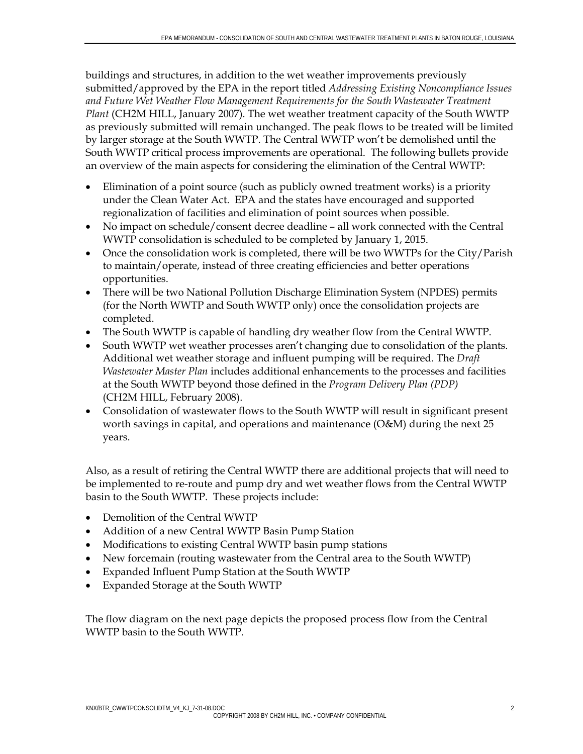buildings and structures, in addition to the wet weather improvements previously submitted/approved by the EPA in the report titled *Addressing Existing Noncompliance Issues and Future Wet Weather Flow Management Requirements for the South Wastewater Treatment Plant* (CH2M HILL, January 2007). The wet weather treatment capacity of the South WWTP as previously submitted will remain unchanged. The peak flows to be treated will be limited by larger storage at the South WWTP. The Central WWTP won't be demolished until the South WWTP critical process improvements are operational. The following bullets provide an overview of the main aspects for considering the elimination of the Central WWTP:

- Elimination of a point source (such as publicly owned treatment works) is a priority under the Clean Water Act. EPA and the states have encouraged and supported regionalization of facilities and elimination of point sources when possible.
- No impact on schedule/consent decree deadline – all work connected with the Central WWTP consolidation is scheduled to be completed by January 1, 2015.
- Once the consolidation work is completed, there will be two WWTPs for the City/Parish to maintain/operate, instead of three creating efficiencies and better operations opportunities.
- There will be two National Pollution Discharge Elimination System (NPDES) permits (for the North WWTP and South WWTP only) once the consolidation projects are completed.
- The South WWTP is capable of handling dry weather flow from the Central WWTP.
- South WWTP wet weather processes aren't changing due to consolidation of the plants. Additional wet weather storage and influent pumping will be required. The *Draft Wastewater Master Plan* includes additional enhancements to the processes and facilities at the South WWTP beyond those defined in the *Program Delivery Plan (PDP)* (CH2M HILL, February 2008).
- Consolidation of wastewater flows to the South WWTP will result in significant present worth savings in capital, and operations and maintenance (O&M) during the next 25 years.

Also, as a result of retiring the Central WWTP there are additional projects that will need to be implemented to re-route and pump dry and wet weather flows from the Central WWTP basin to the South WWTP. These projects include:

- Demolition of the Central WWTP
- Addition of a new Central WWTP Basin Pump Station
- Modifications to existing Central WWTP basin pump stations
- New forcemain (routing wastewater from the Central area to the South WWTP)
- Expanded Influent Pump Station at the South WWTP
- Expanded Storage at the South WWTP

The flow diagram on the next page depicts the proposed process flow from the Central WWTP basin to the South WWTP.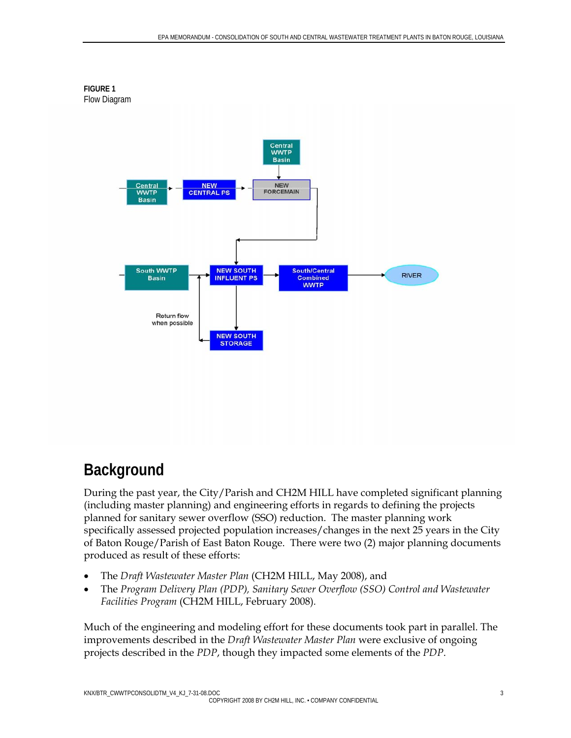**FIGURE 1**
Flow Diagram

Central WWTP Basin

Central WWTP Basin → NEW CENTRAL PS → NEW FORCEMAIN

South WWTP Basin → NEW SOUTH INFLUENT PS → South/Central Combined WWTP → RIVER

NEW SOUTH STORAGE

Return flow when possible

# Background

During the past year, the City/Parish and CH2M HILL have completed significant planning (including master planning) and engineering efforts in regards to defining the projects planned for sanitary sewer overflow (SSO) reduction. The master planning work specifically assessed projected population increases/changes in the next 25 years in the City of Baton Rouge/Parish of East Baton Rouge. There were two (2) major planning documents produced as result of these efforts:

- The *Draft Wastewater Master Plan* (CH2M HILL, May 2008), and
- The *Program Delivery Plan (PDP), Sanitary Sewer Overflow (SSO) Control and Wastewater Facilities Program* (CH2M HILL, February 2008).

Much of the engineering and modeling effort for these documents took part in parallel. The improvements described in the *Draft Wastewater Master Plan* were exclusive of ongoing projects described in the *PDP*, though they impacted some elements of the *PDP*.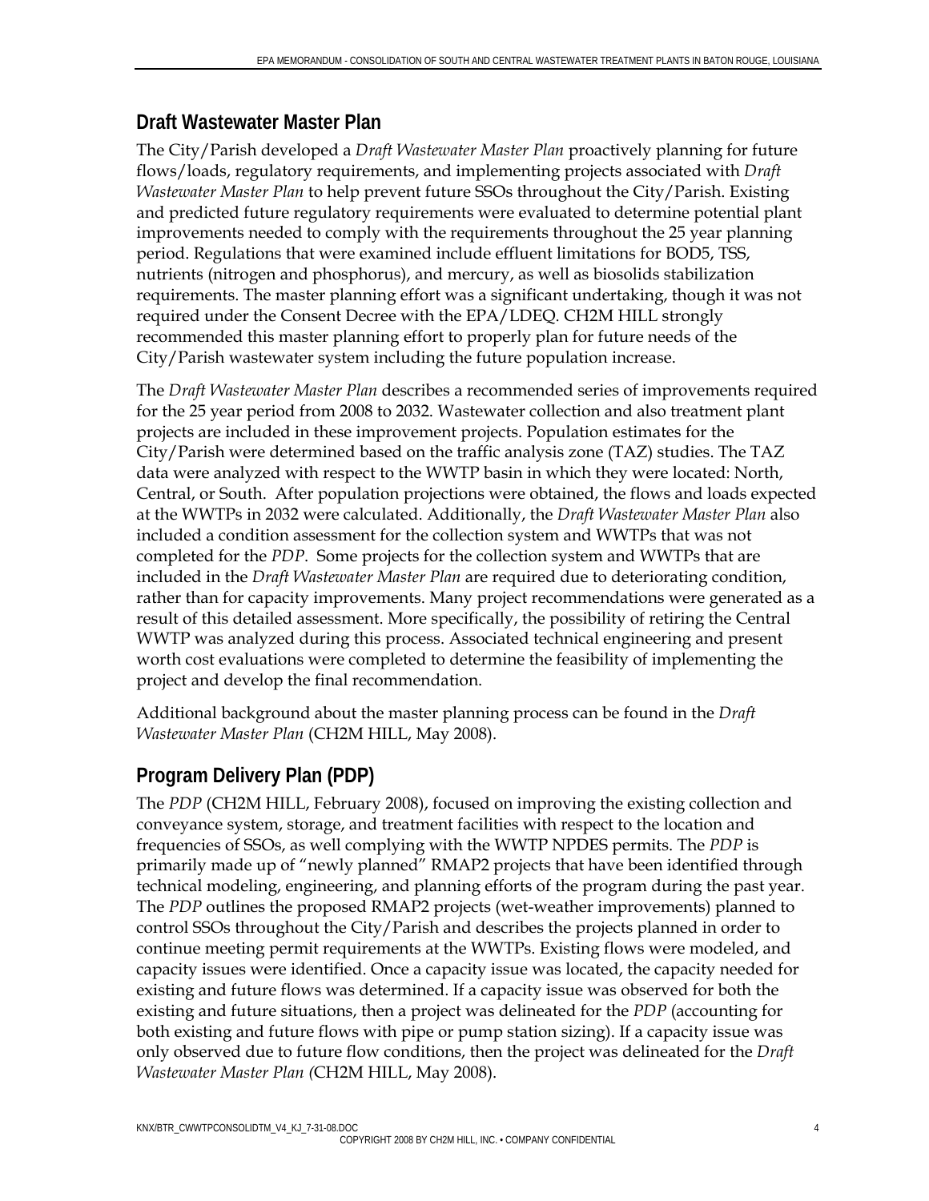## Draft Wastewater Master Plan

The City/Parish developed a *Draft Wastewater Master Plan* proactively planning for future flows/loads, regulatory requirements, and implementing projects associated with *Draft Wastewater Master Plan* to help prevent future SSOs throughout the City/Parish. Existing and predicted future regulatory requirements were evaluated to determine potential plant improvements needed to comply with the requirements throughout the 25 year planning period. Regulations that were examined include effluent limitations for BOD5, TSS, nutrients (nitrogen and phosphorus), and mercury, as well as biosolids stabilization requirements. The master planning effort was a significant undertaking, though it was not required under the Consent Decree with the EPA/LDEQ. CH2M HILL strongly recommended this master planning effort to properly plan for future needs of the City/Parish wastewater system including the future population increase.

The *Draft Wastewater Master Plan* describes a recommended series of improvements required for the 25 year period from 2008 to 2032. Wastewater collection and also treatment plant projects are included in these improvement projects. Population estimates for the City/Parish were determined based on the traffic analysis zone (TAZ) studies. The TAZ data were analyzed with respect to the WWTP basin in which they were located: North, Central, or South. After population projections were obtained, the flows and loads expected at the WWTPs in 2032 were calculated. Additionally, the *Draft Wastewater Master Plan* also included a condition assessment for the collection system and WWTPs that was not completed for the *PDP*. Some projects for the collection system and WWTPs that are included in the *Draft Wastewater Master Plan* are required due to deteriorating condition, rather than for capacity improvements. Many project recommendations were generated as a result of this detailed assessment. More specifically, the possibility of retiring the Central WWTP was analyzed during this process. Associated technical engineering and present worth cost evaluations were completed to determine the feasibility of implementing the project and develop the final recommendation.

Additional background about the master planning process can be found in the *Draft Wastewater Master Plan* (CH2M HILL, May 2008).

## Program Delivery Plan (PDP)

The *PDP* (CH2M HILL, February 2008), focused on improving the existing collection and conveyance system, storage, and treatment facilities with respect to the location and frequencies of SSOs, as well complying with the WWTP NPDES permits. The *PDP* is primarily made up of "newly planned" RMAP2 projects that have been identified through technical modeling, engineering, and planning efforts of the program during the past year. The *PDP* outlines the proposed RMAP2 projects (wet-weather improvements) planned to control SSOs throughout the City/Parish and describes the projects planned in order to continue meeting permit requirements at the WWTPs. Existing flows were modeled, and capacity issues were identified. Once a capacity issue was located, the capacity needed for existing and future flows was determined. If a capacity issue was observed for both the existing and future situations, then a project was delineated for the *PDP* (accounting for both existing and future flows with pipe or pump station sizing). If a capacity issue was only observed due to future flow conditions, then the project was delineated for the *Draft Wastewater Master Plan (*CH2M HILL, May 2008).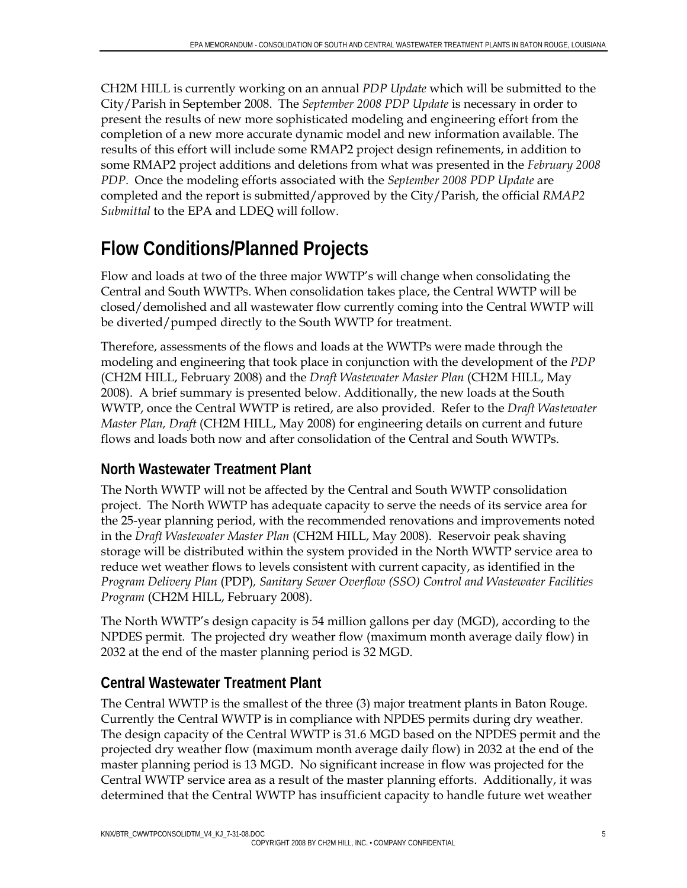CH2M HILL is currently working on an annual *PDP Update* which will be submitted to the City/Parish in September 2008. The *September 2008 PDP Update* is necessary in order to present the results of new more sophisticated modeling and engineering effort from the completion of a new more accurate dynamic model and new information available. The results of this effort will include some RMAP2 project design refinements, in addition to some RMAP2 project additions and deletions from what was presented in the *February 2008 PDP*. Once the modeling efforts associated with the *September 2008 PDP Update* are completed and the report is submitted/approved by the City/Parish, the official *RMAP2 Submittal* to the EPA and LDEQ will follow.

# Flow Conditions/Planned Projects

Flow and loads at two of the three major WWTP's will change when consolidating the Central and South WWTPs. When consolidation takes place, the Central WWTP will be closed/demolished and all wastewater flow currently coming into the Central WWTP will be diverted/pumped directly to the South WWTP for treatment.

Therefore, assessments of the flows and loads at the WWTPs were made through the modeling and engineering that took place in conjunction with the development of the *PDP* (CH2M HILL, February 2008) and the *Draft Wastewater Master Plan* (CH2M HILL, May 2008). A brief summary is presented below. Additionally, the new loads at the South WWTP, once the Central WWTP is retired, are also provided. Refer to the *Draft Wastewater Master Plan, Draft* (CH2M HILL, May 2008) for engineering details on current and future flows and loads both now and after consolidation of the Central and South WWTPs.

## North Wastewater Treatment Plant

The North WWTP will not be affected by the Central and South WWTP consolidation project. The North WWTP has adequate capacity to serve the needs of its service area for the 25-year planning period, with the recommended renovations and improvements noted in the *Draft Wastewater Master Plan* (CH2M HILL, May 2008). Reservoir peak shaving storage will be distributed within the system provided in the North WWTP service area to reduce wet weather flows to levels consistent with current capacity, as identified in the *Program Delivery Plan* (PDP), *Sanitary Sewer Overflow (SSO) Control and Wastewater Facilities Program* (CH2M HILL, February 2008).

The North WWTP's design capacity is 54 million gallons per day (MGD), according to the NPDES permit. The projected dry weather flow (maximum month average daily flow) in 2032 at the end of the master planning period is 32 MGD.

## Central Wastewater Treatment Plant

The Central WWTP is the smallest of the three (3) major treatment plants in Baton Rouge. Currently the Central WWTP is in compliance with NPDES permits during dry weather. The design capacity of the Central WWTP is 31.6 MGD based on the NPDES permit and the projected dry weather flow (maximum month average daily flow) in 2032 at the end of the master planning period is 13 MGD. No significant increase in flow was projected for the Central WWTP service area as a result of the master planning efforts. Additionally, it was determined that the Central WWTP has insufficient capacity to handle future wet weather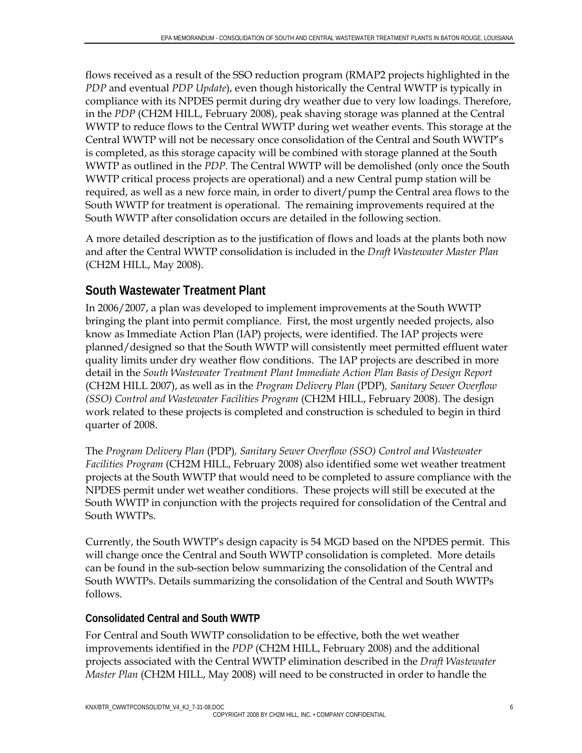flows received as a result of the SSO reduction program (RMAP2 projects highlighted in the *PDP* and eventual *PDP Update*), even though historically the Central WWTP is typically in compliance with its NPDES permit during dry weather due to very low loadings. Therefore, in the *PDP* (CH2M HILL, February 2008), peak shaving storage was planned at the Central WWTP to reduce flows to the Central WWTP during wet weather events. This storage at the Central WWTP will not be necessary once consolidation of the Central and South WWTP's is completed, as this storage capacity will be combined with storage planned at the South WWTP as outlined in the *PDP*. The Central WWTP will be demolished (only once the South WWTP critical process projects are operational) and a new Central pump station will be required, as well as a new force main, in order to divert/pump the Central area flows to the South WWTP for treatment is operational. The remaining improvements required at the South WWTP after consolidation occurs are detailed in the following section.

A more detailed description as to the justification of flows and loads at the plants both now and after the Central WWTP consolidation is included in the *Draft Wastewater Master Plan* (CH2M HILL, May 2008).

## South Wastewater Treatment Plant

In 2006/2007, a plan was developed to implement improvements at the South WWTP bringing the plant into permit compliance. First, the most urgently needed projects, also know as Immediate Action Plan (IAP) projects, were identified. The IAP projects were planned/designed so that the South WWTP will consistently meet permitted effluent water quality limits under dry weather flow conditions. The IAP projects are described in more detail in the *South Wastewater Treatment Plant Immediate Action Plan Basis of Design Report* (CH2M HILL 2007), as well as in the *Program Delivery Plan* (PDP), *Sanitary Sewer Overflow (SSO) Control and Wastewater Facilities Program* (CH2M HILL, February 2008). The design work related to these projects is completed and construction is scheduled to begin in third quarter of 2008.

The *Program Delivery Plan* (PDP), *Sanitary Sewer Overflow (SSO) Control and Wastewater Facilities Program* (CH2M HILL, February 2008) also identified some wet weather treatment projects at the South WWTP that would need to be completed to assure compliance with the NPDES permit under wet weather conditions. These projects will still be executed at the South WWTP in conjunction with the projects required for consolidation of the Central and South WWTPs.

Currently, the South WWTP's design capacity is 54 MGD based on the NPDES permit. This will change once the Central and South WWTP consolidation is completed. More details can be found in the sub-section below summarizing the consolidation of the Central and South WWTPs. Details summarizing the consolidation of the Central and South WWTPs follows.

### Consolidated Central and South WWTP

For Central and South WWTP consolidation to be effective, both the wet weather improvements identified in the *PDP* (CH2M HILL, February 2008) and the additional projects associated with the Central WWTP elimination described in the *Draft Wastewater Master Plan* (CH2M HILL, May 2008) will need to be constructed in order to handle the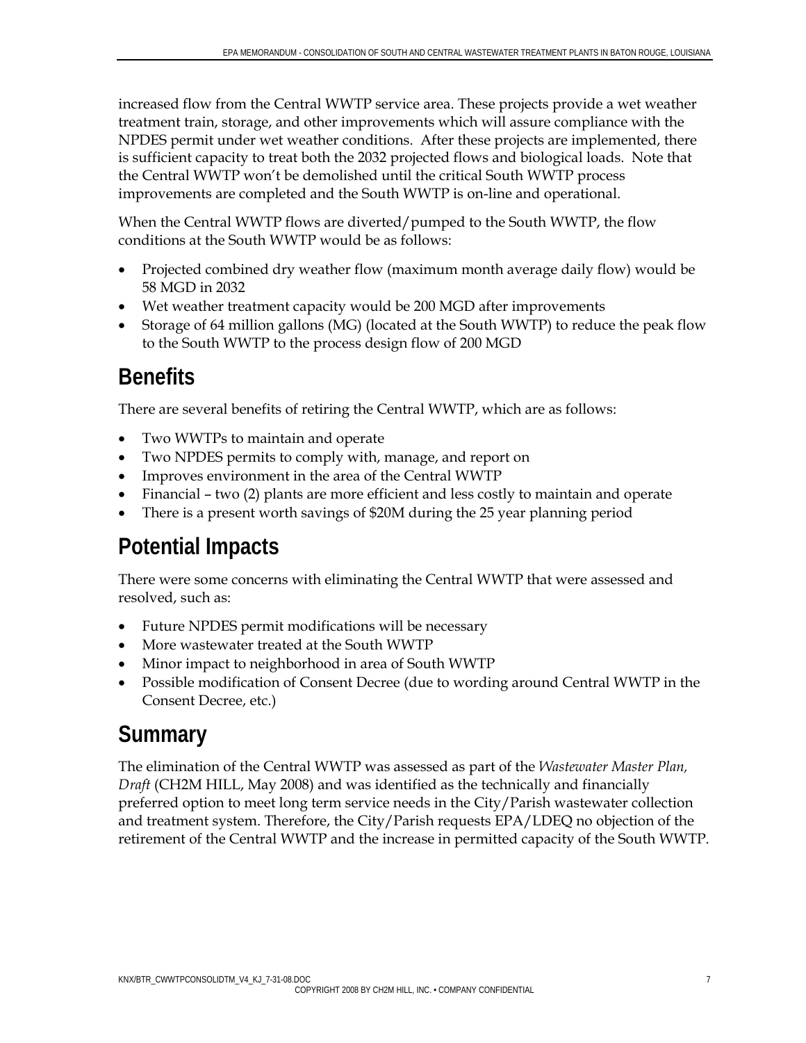increased flow from the Central WWTP service area. These projects provide a wet weather treatment train, storage, and other improvements which will assure compliance with the NPDES permit under wet weather conditions. After these projects are implemented, there is sufficient capacity to treat both the 2032 projected flows and biological loads. Note that the Central WWTP won't be demolished until the critical South WWTP process improvements are completed and the South WWTP is on-line and operational.

When the Central WWTP flows are diverted/pumped to the South WWTP, the flow conditions at the South WWTP would be as follows:

- Projected combined dry weather flow (maximum month average daily flow) would be 58 MGD in 2032
- Wet weather treatment capacity would be 200 MGD after improvements
- Storage of 64 million gallons (MG) (located at the South WWTP) to reduce the peak flow to the South WWTP to the process design flow of 200 MGD

## Benefits

There are several benefits of retiring the Central WWTP, which are as follows:

- Two WWTPs to maintain and operate
- Two NPDES permits to comply with, manage, and report on
- Improves environment in the area of the Central WWTP
- Financial – two (2) plants are more efficient and less costly to maintain and operate
- There is a present worth savings of $20M during the 25 year planning period

## Potential Impacts

There were some concerns with eliminating the Central WWTP that were assessed and resolved, such as:

- Future NPDES permit modifications will be necessary
- More wastewater treated at the South WWTP
- Minor impact to neighborhood in area of South WWTP
- Possible modification of Consent Decree (due to wording around Central WWTP in the Consent Decree, etc.)

## Summary

The elimination of the Central WWTP was assessed as part of the *Wastewater Master Plan, Draft* (CH2M HILL, May 2008) and was identified as the technically and financially preferred option to meet long term service needs in the City/Parish wastewater collection and treatment system. Therefore, the City/Parish requests EPA/LDEQ no objection of the retirement of the Central WWTP and the increase in permitted capacity of the South WWTP.